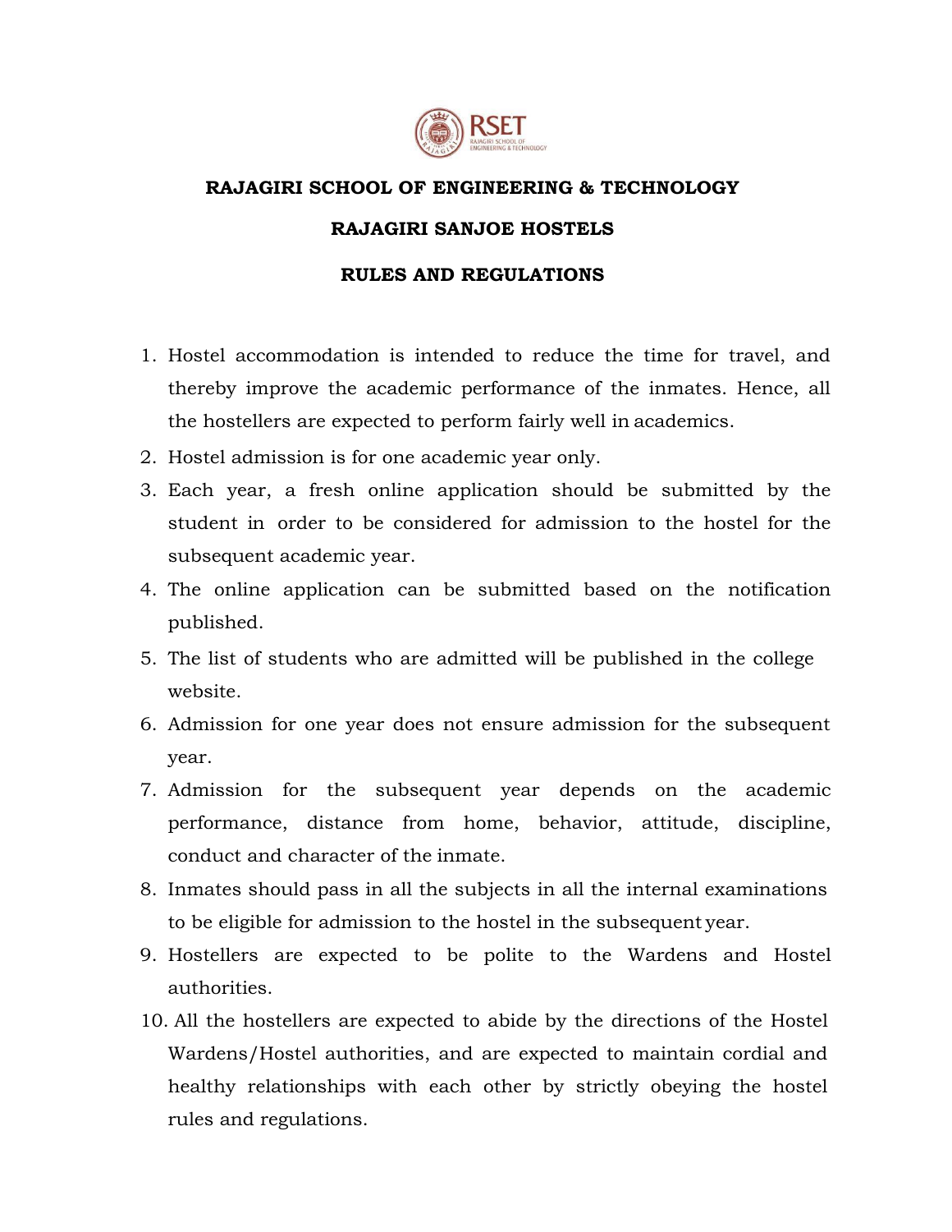# RAJAGIRI SCHOOL OF ENGINEERING & TECHNOLOGY

## RAJAGIRI SANJOE HOSTELS

## RULES AND REGULATIONS

1. Hostel accommodation is intended to reduce the time for travel, and thereby improve the academic performance of the inmates. Hence, all the hostellers are expected to perform fairly well in academics.
2. Hostel admission is for one academic year only.
3. Each year, a fresh online application should be submitted by the student in order to be considered for admission to the hostel for the subsequent academic year.
4. The online application can be submitted based on the notification published.
5. The list of students who are admitted will be published in the college website.
6. Admission for one year does not ensure admission for the subsequent year.
7. Admission for the subsequent year depends on the academic performance, distance from home, behavior, attitude, discipline, conduct and character of the inmate.
8. Inmates should pass in all the subjects in all the internal examinations to be eligible for admission to the hostel in the subsequent year.
9. Hostellers are expected to be polite to the Wardens and Hostel authorities.
10. All the hostellers are expected to abide by the directions of the Hostel Wardens/Hostel authorities, and are expected to maintain cordial and healthy relationships with each other by strictly obeying the hostel rules and regulations.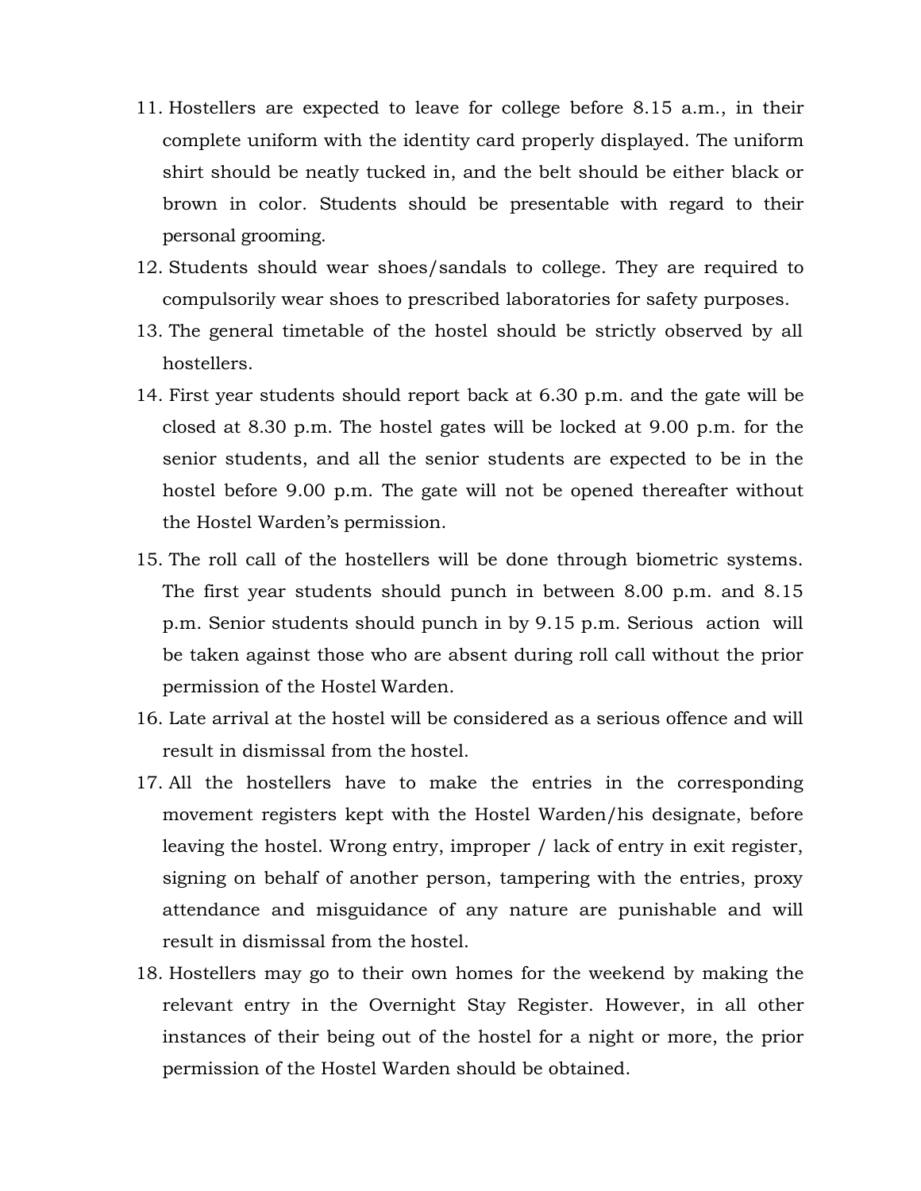11. Hostellers are expected to leave for college before 8.15 a.m., in their complete uniform with the identity card properly displayed. The uniform shirt should be neatly tucked in, and the belt should be either black or brown in color. Students should be presentable with regard to their personal grooming.
12. Students should wear shoes/sandals to college. They are required to compulsorily wear shoes to prescribed laboratories for safety purposes.
13. The general timetable of the hostel should be strictly observed by all hostellers.
14. First year students should report back at 6.30 p.m. and the gate will be closed at 8.30 p.m. The hostel gates will be locked at 9.00 p.m. for the senior students, and all the senior students are expected to be in the hostel before 9.00 p.m. The gate will not be opened thereafter without the Hostel Warden's permission.
15. The roll call of the hostellers will be done through biometric systems. The first year students should punch in between 8.00 p.m. and 8.15 p.m. Senior students should punch in by 9.15 p.m. Serious action will be taken against those who are absent during roll call without the prior permission of the Hostel Warden.
16. Late arrival at the hostel will be considered as a serious offence and will result in dismissal from the hostel.
17. All the hostellers have to make the entries in the corresponding movement registers kept with the Hostel Warden/his designate, before leaving the hostel. Wrong entry, improper / lack of entry in exit register, signing on behalf of another person, tampering with the entries, proxy attendance and misguidance of any nature are punishable and will result in dismissal from the hostel.
18. Hostellers may go to their own homes for the weekend by making the relevant entry in the Overnight Stay Register. However, in all other instances of their being out of the hostel for a night or more, the prior permission of the Hostel Warden should be obtained.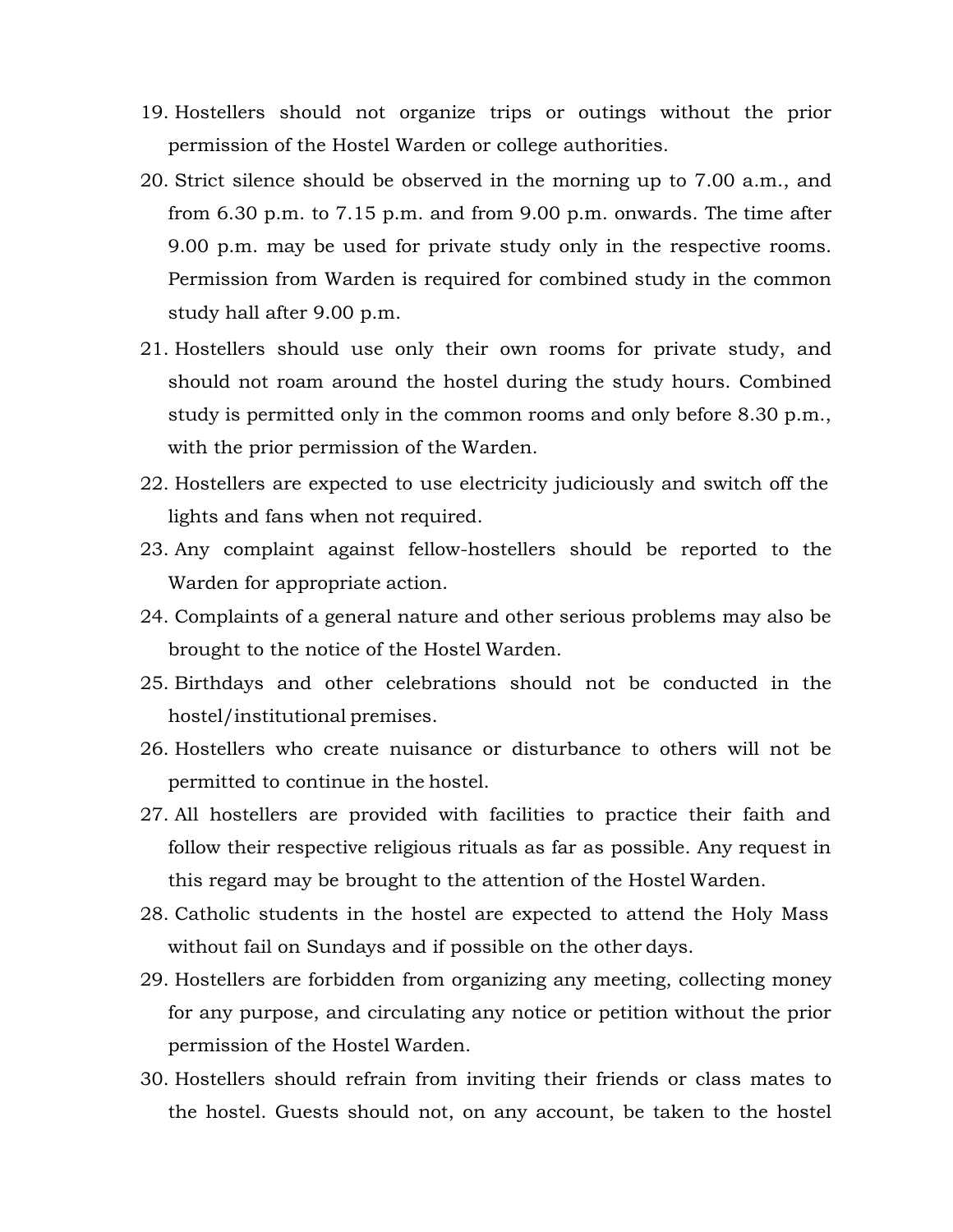19. Hostellers should not organize trips or outings without the prior permission of the Hostel Warden or college authorities.
20. Strict silence should be observed in the morning up to 7.00 a.m., and from 6.30 p.m. to 7.15 p.m. and from 9.00 p.m. onwards. The time after 9.00 p.m. may be used for private study only in the respective rooms. Permission from Warden is required for combined study in the common study hall after 9.00 p.m.
21. Hostellers should use only their own rooms for private study, and should not roam around the hostel during the study hours. Combined study is permitted only in the common rooms and only before 8.30 p.m., with the prior permission of the Warden.
22. Hostellers are expected to use electricity judiciously and switch off the lights and fans when not required.
23. Any complaint against fellow-hostellers should be reported to the Warden for appropriate action.
24. Complaints of a general nature and other serious problems may also be brought to the notice of the Hostel Warden.
25. Birthdays and other celebrations should not be conducted in the hostel/institutional premises.
26. Hostellers who create nuisance or disturbance to others will not be permitted to continue in the hostel.
27. All hostellers are provided with facilities to practice their faith and follow their respective religious rituals as far as possible. Any request in this regard may be brought to the attention of the Hostel Warden.
28. Catholic students in the hostel are expected to attend the Holy Mass without fail on Sundays and if possible on the other days.
29. Hostellers are forbidden from organizing any meeting, collecting money for any purpose, and circulating any notice or petition without the prior permission of the Hostel Warden.
30. Hostellers should refrain from inviting their friends or class mates to the hostel. Guests should not, on any account, be taken to the hostel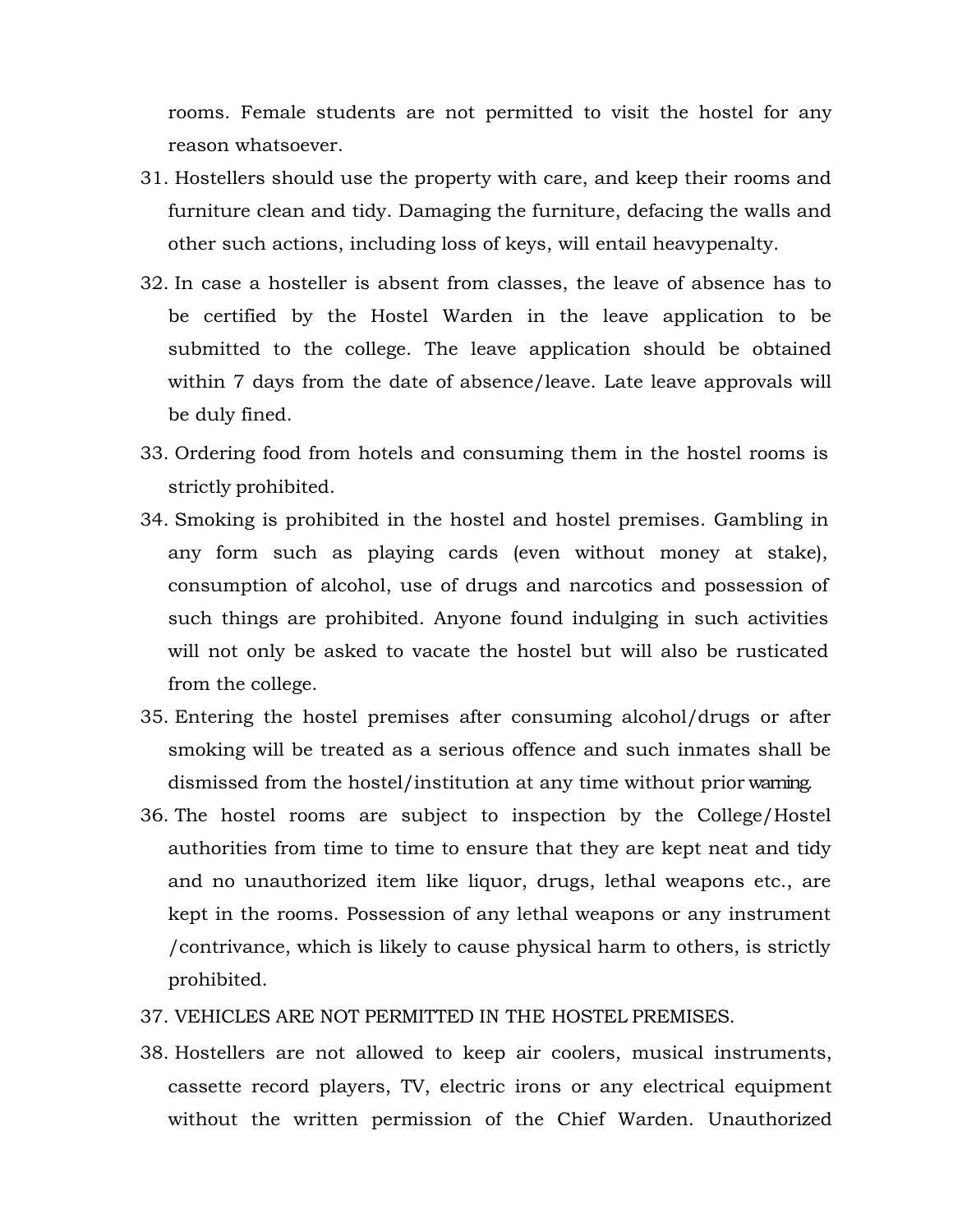rooms. Female students are not permitted to visit the hostel for any reason whatsoever.

31. Hostellers should use the property with care, and keep their rooms and furniture clean and tidy. Damaging the furniture, defacing the walls and other such actions, including loss of keys, will entail heavypenalty.
32. In case a hosteller is absent from classes, the leave of absence has to be certified by the Hostel Warden in the leave application to be submitted to the college. The leave application should be obtained within 7 days from the date of absence/leave. Late leave approvals will be duly fined.
33. Ordering food from hotels and consuming them in the hostel rooms is strictly prohibited.
34. Smoking is prohibited in the hostel and hostel premises. Gambling in any form such as playing cards (even without money at stake), consumption of alcohol, use of drugs and narcotics and possession of such things are prohibited. Anyone found indulging in such activities will not only be asked to vacate the hostel but will also be rusticated from the college.
35. Entering the hostel premises after consuming alcohol/drugs or after smoking will be treated as a serious offence and such inmates shall be dismissed from the hostel/institution at any time without prior warning.
36. The hostel rooms are subject to inspection by the College/Hostel authorities from time to time to ensure that they are kept neat and tidy and no unauthorized item like liquor, drugs, lethal weapons etc., are kept in the rooms. Possession of any lethal weapons or any instrument /contrivance, which is likely to cause physical harm to others, is strictly prohibited.
37. VEHICLES ARE NOT PERMITTED IN THE HOSTEL PREMISES.
38. Hostellers are not allowed to keep air coolers, musical instruments, cassette record players, TV, electric irons or any electrical equipment without the written permission of the Chief Warden. Unauthorized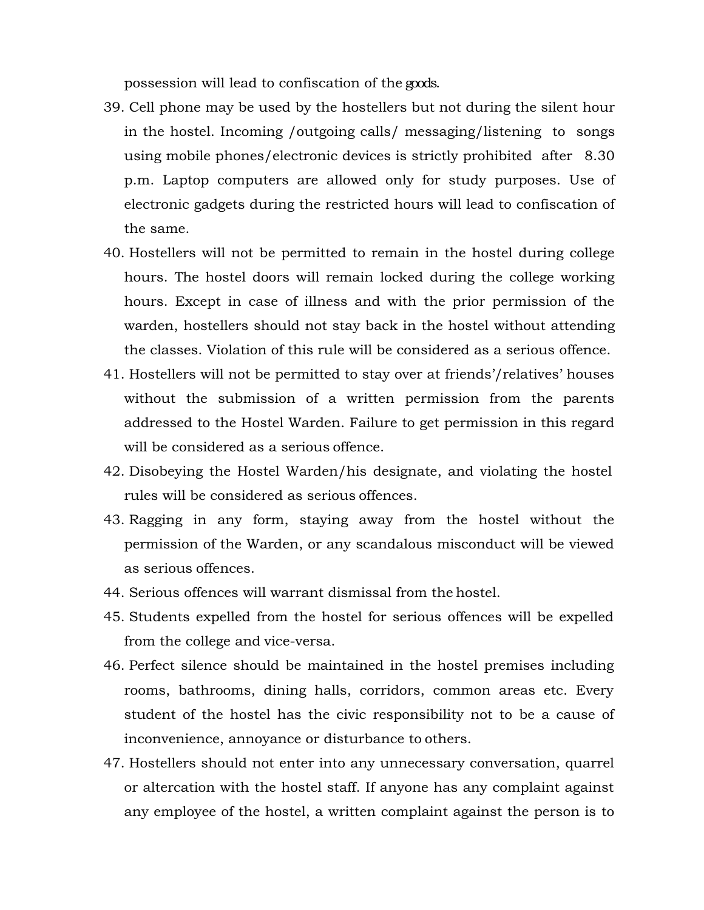possession will lead to confiscation of the goods.

39. Cell phone may be used by the hostellers but not during the silent hour in the hostel. Incoming /outgoing calls/ messaging/listening to songs using mobile phones/electronic devices is strictly prohibited after 8.30 p.m. Laptop computers are allowed only for study purposes. Use of electronic gadgets during the restricted hours will lead to confiscation of the same.
40. Hostellers will not be permitted to remain in the hostel during college hours. The hostel doors will remain locked during the college working hours. Except in case of illness and with the prior permission of the warden, hostellers should not stay back in the hostel without attending the classes. Violation of this rule will be considered as a serious offence.
41. Hostellers will not be permitted to stay over at friends'/relatives' houses without the submission of a written permission from the parents addressed to the Hostel Warden. Failure to get permission in this regard will be considered as a serious offence.
42. Disobeying the Hostel Warden/his designate, and violating the hostel rules will be considered as serious offences.
43. Ragging in any form, staying away from the hostel without the permission of the Warden, or any scandalous misconduct will be viewed as serious offences.
44. Serious offences will warrant dismissal from the hostel.
45. Students expelled from the hostel for serious offences will be expelled from the college and vice-versa.
46. Perfect silence should be maintained in the hostel premises including rooms, bathrooms, dining halls, corridors, common areas etc. Every student of the hostel has the civic responsibility not to be a cause of inconvenience, annoyance or disturbance to others.
47. Hostellers should not enter into any unnecessary conversation, quarrel or altercation with the hostel staff. If anyone has any complaint against any employee of the hostel, a written complaint against the person is to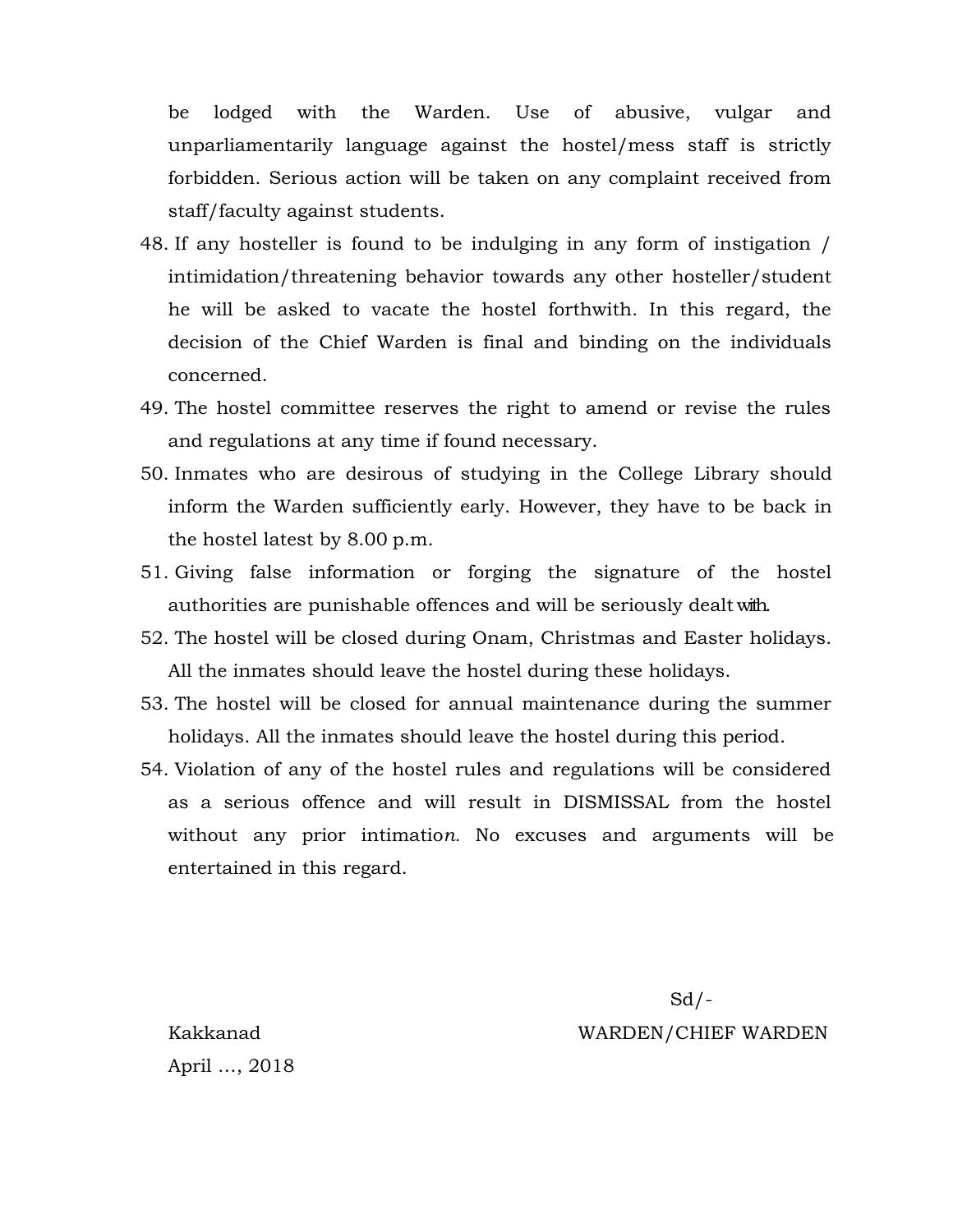be lodged with the Warden. Use of abusive, vulgar and unparliamentarily language against the hostel/mess staff is strictly forbidden. Serious action will be taken on any complaint received from staff/faculty against students.

48. If any hosteller is found to be indulging in any form of instigation / intimidation/threatening behavior towards any other hosteller/student he will be asked to vacate the hostel forthwith. In this regard, the decision of the Chief Warden is final and binding on the individuals concerned.
49. The hostel committee reserves the right to amend or revise the rules and regulations at any time if found necessary.
50. Inmates who are desirous of studying in the College Library should inform the Warden sufficiently early. However, they have to be back in the hostel latest by 8.00 p.m.
51. Giving false information or forging the signature of the hostel authorities are punishable offences and will be seriously dealt with.
52. The hostel will be closed during Onam, Christmas and Easter holidays. All the inmates should leave the hostel during these holidays.
53. The hostel will be closed for annual maintenance during the summer holidays. All the inmates should leave the hostel during this period.
54. Violation of any of the hostel rules and regulations will be considered as a serious offence and will result in DISMISSAL from the hostel without any prior intimation. No excuses and arguments will be entertained in this regard.

Sd/-

Kakkanad

WARDEN/CHIEF WARDEN

April …, 2018